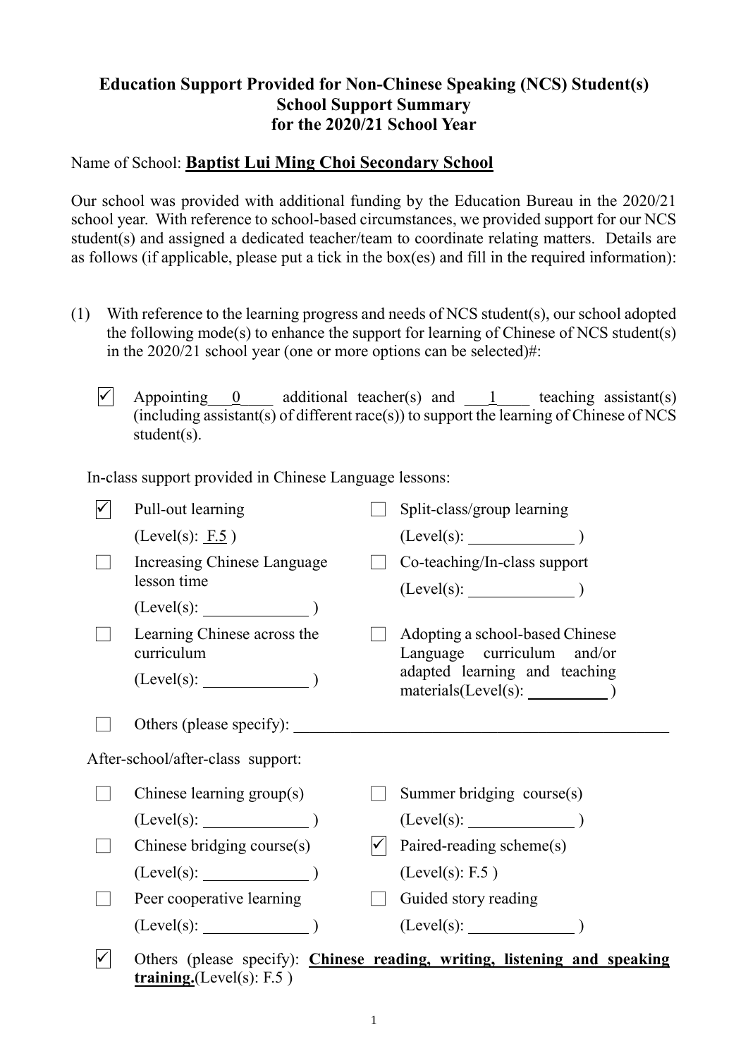# Education Support Provided for Non-Chinese Speaking (NCS) Student(s)
## School Support Summary
## for the 2020/21 School Year

Name of School: **Baptist Lui Ming Choi Secondary School**

Our school was provided with additional funding by the Education Bureau in the 2020/21 school year. With reference to school-based circumstances, we provided support for our NCS student(s) and assigned a dedicated teacher/team to coordinate relating matters. Details are as follows (if applicable, please put a tick in the box(es) and fill in the required information):

(1) With reference to the learning progress and needs of NCS student(s), our school adopted the following mode(s) to enhance the support for learning of Chinese of NCS student(s) in the 2020/21 school year (one or more options can be selected)#:

- [x] Appointing 0 additional teacher(s) and 1 teaching assistant(s) (including assistant(s) of different race(s)) to support the learning of Chinese of NCS student(s).

In-class support provided in Chinese Language lessons:

- [x] Pull-out learning (Level(s): F.5 )
- [ ] Split-class/group learning (Level(s): ______ )
- [ ] Increasing Chinese Language lesson time (Level(s): ______ )
- [ ] Co-teaching/In-class support (Level(s): ______ )
- [ ] Learning Chinese across the curriculum (Level(s): ______ )
- [ ] Adopting a school-based Chinese Language curriculum and/or adapted learning and teaching materials(Level(s): ______ )
- [ ] Others (please specify): ______

After-school/after-class support:

- [ ] Chinese learning group(s) (Level(s): ______ )
- [ ] Summer bridging course(s) (Level(s): ______ )
- [ ] Chinese bridging course(s) (Level(s): ______ )
- [x] Paired-reading scheme(s) (Level(s): F.5 )
- [ ] Peer cooperative learning (Level(s): ______ )
- [ ] Guided story reading (Level(s): ______ )
- [x] Others (please specify): **Chinese reading, writing, listening and speaking training.**(Level(s): F.5 )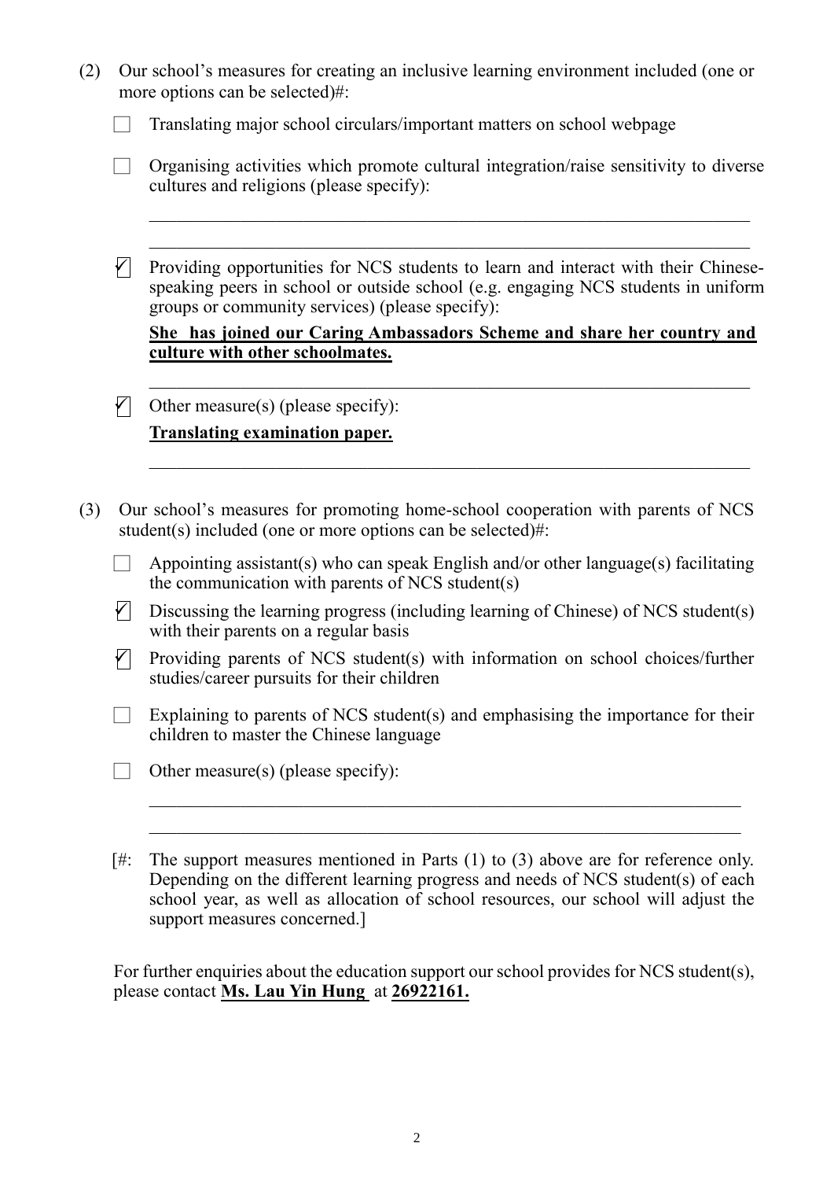(2) Our school's measures for creating an inclusive learning environment included (one or more options can be selected)#:

- [ ] Translating major school circulars/important matters on school webpage
- [ ] Organising activities which promote cultural integration/raise sensitivity to diverse cultures and religions (please specify):
- [x] Providing opportunities for NCS students to learn and interact with their Chinese-speaking peers in school or outside school (e.g. engaging NCS students in uniform groups or community services) (please specify):

  **<u>She has joined our Caring Ambassadors Scheme and share her country and culture with other schoolmates.</u>**

- [x] Other measure(s) (please specify):

  **<u>Translating examination paper.</u>**

(3) Our school's measures for promoting home-school cooperation with parents of NCS student(s) included (one or more options can be selected)#:

- [ ] Appointing assistant(s) who can speak English and/or other language(s) facilitating the communication with parents of NCS student(s)
- [x] Discussing the learning progress (including learning of Chinese) of NCS student(s) with their parents on a regular basis
- [x] Providing parents of NCS student(s) with information on school choices/further studies/career pursuits for their children
- [ ] Explaining to parents of NCS student(s) and emphasising the importance for their children to master the Chinese language
- [ ] Other measure(s) (please specify):

[#: The support measures mentioned in Parts (1) to (3) above are for reference only. Depending on the different learning progress and needs of NCS student(s) of each school year, as well as allocation of school resources, our school will adjust the support measures concerned.]

For further enquiries about the education support our school provides for NCS student(s), please contact **<u>Ms. Lau Yin Hung</u>** at **<u>26922161.</u>**